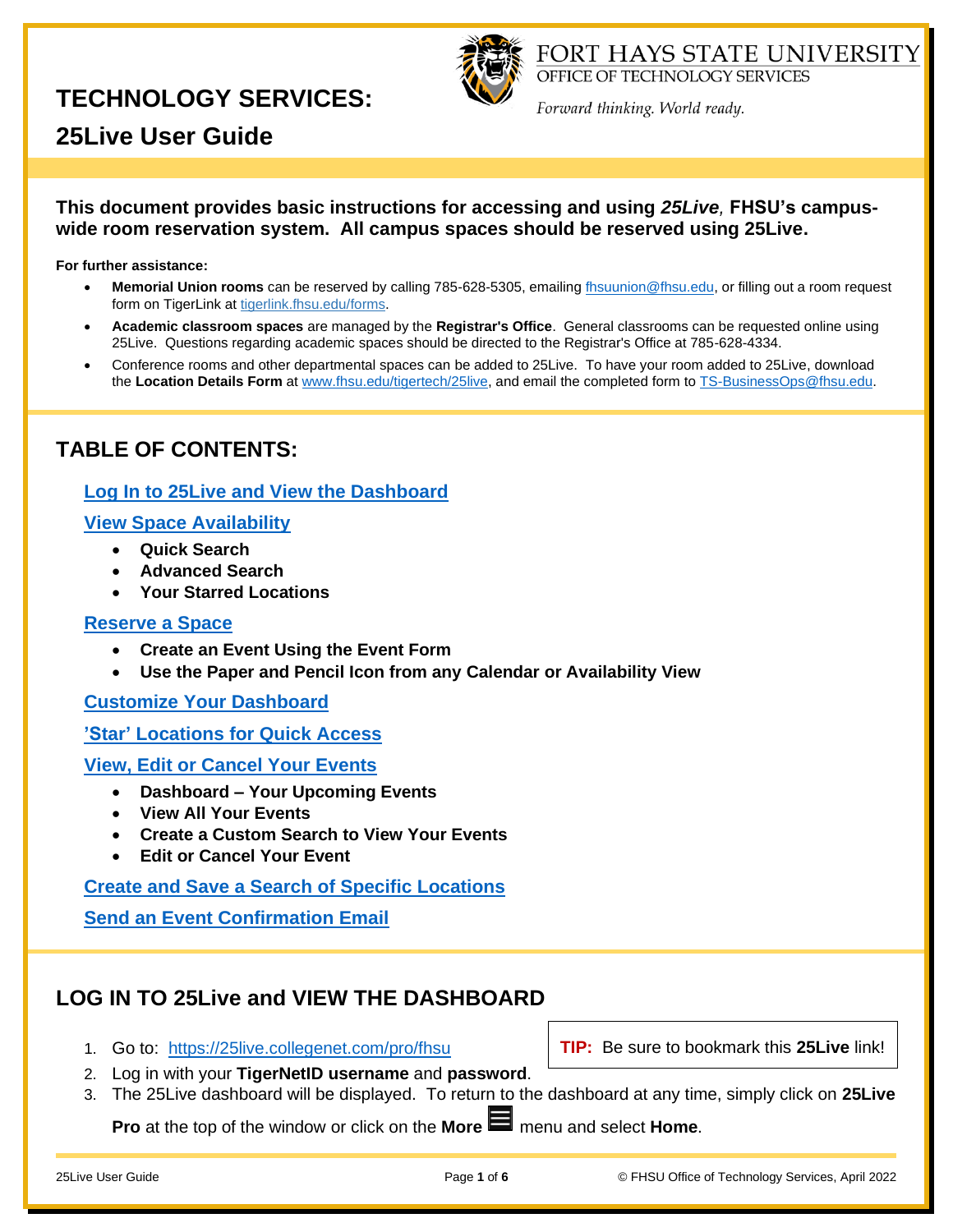FORT HAYS STATE UNIVERSITY
OFFICE OF TECHNOLOGY SERVICES

*Forward thinking. World ready.*

# TECHNOLOGY SERVICES:

## 25Live User Guide

**This document provides basic instructions for accessing and using *25Live,* FHSU's campus-wide room reservation system. All campus spaces should be reserved using 25Live.**

**For further assistance:**

- **Memorial Union rooms** can be reserved by calling 785-628-5305, emailing fhsuunion@fhsu.edu, or filling out a room request form on TigerLink at tigerlink.fhsu.edu/forms.
- **Academic classroom spaces** are managed by the **Registrar's Office**. General classrooms can be requested online using 25Live. Questions regarding academic spaces should be directed to the Registrar's Office at 785-628-4334.
- Conference rooms and other departmental spaces can be added to 25Live. To have your room added to 25Live, download the **Location Details Form** at www.fhsu.edu/tigertech/25live, and email the completed form to TS-BusinessOps@fhsu.edu.

## TABLE OF CONTENTS:

**Log In to 25Live and View the Dashboard**

**View Space Availability**

- **Quick Search**
- **Advanced Search**
- **Your Starred Locations**

**Reserve a Space**

- **Create an Event Using the Event Form**
- **Use the Paper and Pencil Icon from any Calendar or Availability View**

**Customize Your Dashboard**

**'Star' Locations for Quick Access**

**View, Edit or Cancel Your Events**

- **Dashboard – Your Upcoming Events**
- **View All Your Events**
- **Create a Custom Search to View Your Events**
- **Edit or Cancel Your Event**

**Create and Save a Search of Specific Locations**

**Send an Event Confirmation Email**

## LOG IN TO 25Live and VIEW THE DASHBOARD

1. Go to: https://25live.collegenet.com/pro/fhsu
2. Log in with your **TigerNetID username** and **password**.
3. The 25Live dashboard will be displayed. To return to the dashboard at any time, simply click on **25Live Pro** at the top of the window or click on the **More** menu and select **Home**.

**TIP:** Be sure to bookmark this **25Live** link!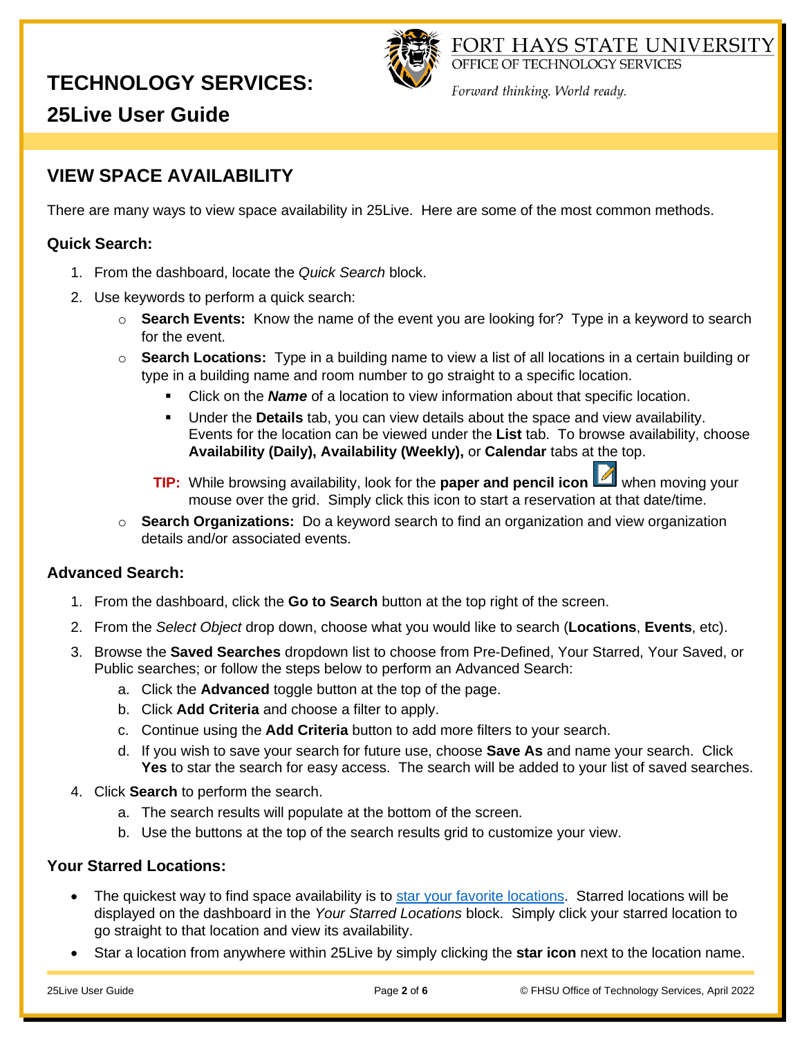# TECHNOLOGY SERVICES:

## 25Live User Guide

FORT HAYS STATE UNIVERSITY
OFFICE OF TECHNOLOGY SERVICES
*Forward thinking. World ready.*

## VIEW SPACE AVAILABILITY

There are many ways to view space availability in 25Live. Here are some of the most common methods.

### Quick Search:

1. From the dashboard, locate the *Quick Search* block.
2. Use keywords to perform a quick search:
   - **Search Events:** Know the name of the event you are looking for? Type in a keyword to search for the event.
   - **Search Locations:** Type in a building name to view a list of all locations in a certain building or type in a building name and room number to go straight to a specific location.
     - Click on the ***Name*** of a location to view information about that specific location.
     - Under the **Details** tab, you can view details about the space and view availability. Events for the location can be viewed under the **List** tab. To browse availability, choose **Availability (Daily), Availability (Weekly),** or **Calendar** tabs at the top.

     **TIP:** While browsing availability, look for the **paper and pencil icon** when moving your mouse over the grid. Simply click this icon to start a reservation at that date/time.
   - **Search Organizations:** Do a keyword search to find an organization and view organization details and/or associated events.

### Advanced Search:

1. From the dashboard, click the **Go to Search** button at the top right of the screen.
2. From the *Select Object* drop down, choose what you would like to search (**Locations**, **Events**, etc).
3. Browse the **Saved Searches** dropdown list to choose from Pre-Defined, Your Starred, Your Saved, or Public searches; or follow the steps below to perform an Advanced Search:
   a. Click the **Advanced** toggle button at the top of the page.
   b. Click **Add Criteria** and choose a filter to apply.
   c. Continue using the **Add Criteria** button to add more filters to your search.
   d. If you wish to save your search for future use, choose **Save As** and name your search. Click **Yes** to star the search for easy access. The search will be added to your list of saved searches.
4. Click **Search** to perform the search.
   a. The search results will populate at the bottom of the screen.
   b. Use the buttons at the top of the search results grid to customize your view.

### Your Starred Locations:

- The quickest way to find space availability is to star your favorite locations. Starred locations will be displayed on the dashboard in the *Your Starred Locations* block. Simply click your starred location to go straight to that location and view its availability.
- Star a location from anywhere within 25Live by simply clicking the **star icon** next to the location name.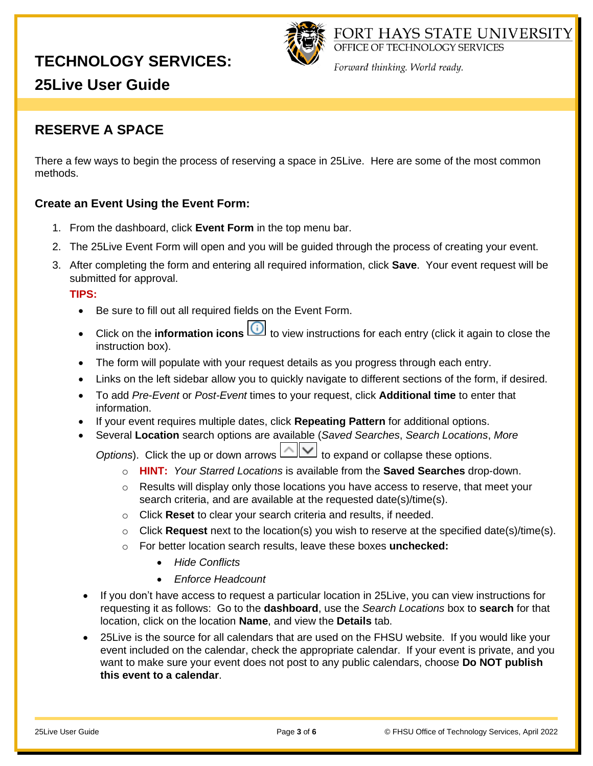# TECHNOLOGY SERVICES:

## 25Live User Guide

## RESERVE A SPACE

There a few ways to begin the process of reserving a space in 25Live. Here are some of the most common methods.

### Create an Event Using the Event Form:

1. From the dashboard, click **Event Form** in the top menu bar.
2. The 25Live Event Form will open and you will be guided through the process of creating your event.
3. After completing the form and entering all required information, click **Save**. Your event request will be submitted for approval.

   **TIPS:**

   - Be sure to fill out all required fields on the Event Form.
   - Click on the **information icons** to view instructions for each entry (click it again to close the instruction box).
   - The form will populate with your request details as you progress through each entry.
   - Links on the left sidebar allow you to quickly navigate to different sections of the form, if desired.
   - To add *Pre-Event* or *Post-Event* times to your request, click **Additional time** to enter that information.
   - If your event requires multiple dates, click **Repeating Pattern** for additional options.
   - Several **Location** search options are available (*Saved Searches*, *Search Locations*, *More Options*). Click the up or down arrows to expand or collapse these options.
     - **HINT:** *Your Starred Locations* is available from the **Saved Searches** drop-down.
     - Results will display only those locations you have access to reserve, that meet your search criteria, and are available at the requested date(s)/time(s).
     - Click **Reset** to clear your search criteria and results, if needed.
     - Click **Request** next to the location(s) you wish to reserve at the specified date(s)/time(s).
     - For better location search results, leave these boxes **unchecked:**
       - *Hide Conflicts*
       - *Enforce Headcount*
   - If you don't have access to request a particular location in 25Live, you can view instructions for requesting it as follows: Go to the **dashboard**, use the *Search Locations* box to **search** for that location, click on the location **Name**, and view the **Details** tab.
   - 25Live is the source for all calendars that are used on the FHSU website. If you would like your event included on the calendar, check the appropriate calendar. If your event is private, and you want to make sure your event does not post to any public calendars, choose **Do NOT publish this event to a calendar**.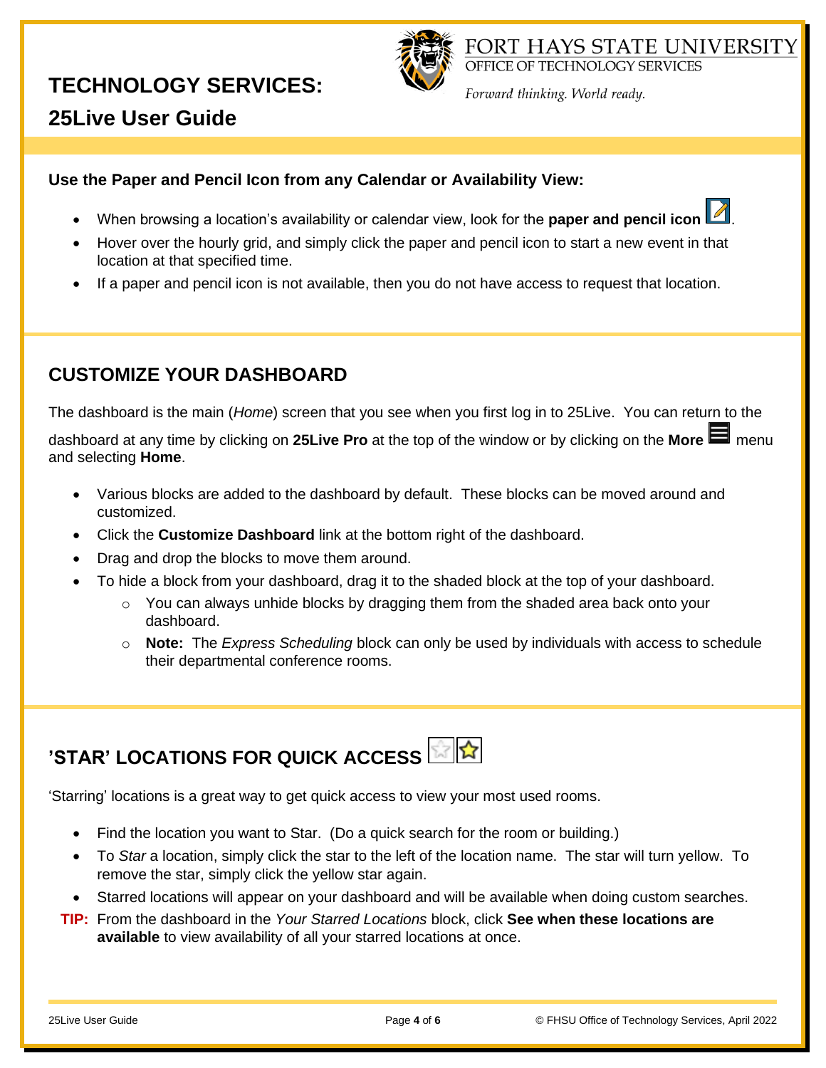# TECHNOLOGY SERVICES:

## 25Live User Guide

**Use the Paper and Pencil Icon from any Calendar or Availability View:**

- When browsing a location's availability or calendar view, look for the **paper and pencil icon** .
- Hover over the hourly grid, and simply click the paper and pencil icon to start a new event in that location at that specified time.
- If a paper and pencil icon is not available, then you do not have access to request that location.

## CUSTOMIZE YOUR DASHBOARD

The dashboard is the main (*Home*) screen that you see when you first log in to 25Live. You can return to the dashboard at any time by clicking on **25Live Pro** at the top of the window or by clicking on the **More** menu and selecting **Home**.

- Various blocks are added to the dashboard by default. These blocks can be moved around and customized.
- Click the **Customize Dashboard** link at the bottom right of the dashboard.
- Drag and drop the blocks to move them around.
- To hide a block from your dashboard, drag it to the shaded block at the top of your dashboard.
  - You can always unhide blocks by dragging them from the shaded area back onto your dashboard.
  - **Note:** The *Express Scheduling* block can only be used by individuals with access to schedule their departmental conference rooms.

## 'STAR' LOCATIONS FOR QUICK ACCESS

'Starring' locations is a great way to get quick access to view your most used rooms.

- Find the location you want to Star. (Do a quick search for the room or building.)
- To *Star* a location, simply click the star to the left of the location name. The star will turn yellow. To remove the star, simply click the yellow star again.
- Starred locations will appear on your dashboard and will be available when doing custom searches.

**TIP:** From the dashboard in the *Your Starred Locations* block, click **See when these locations are available** to view availability of all your starred locations at once.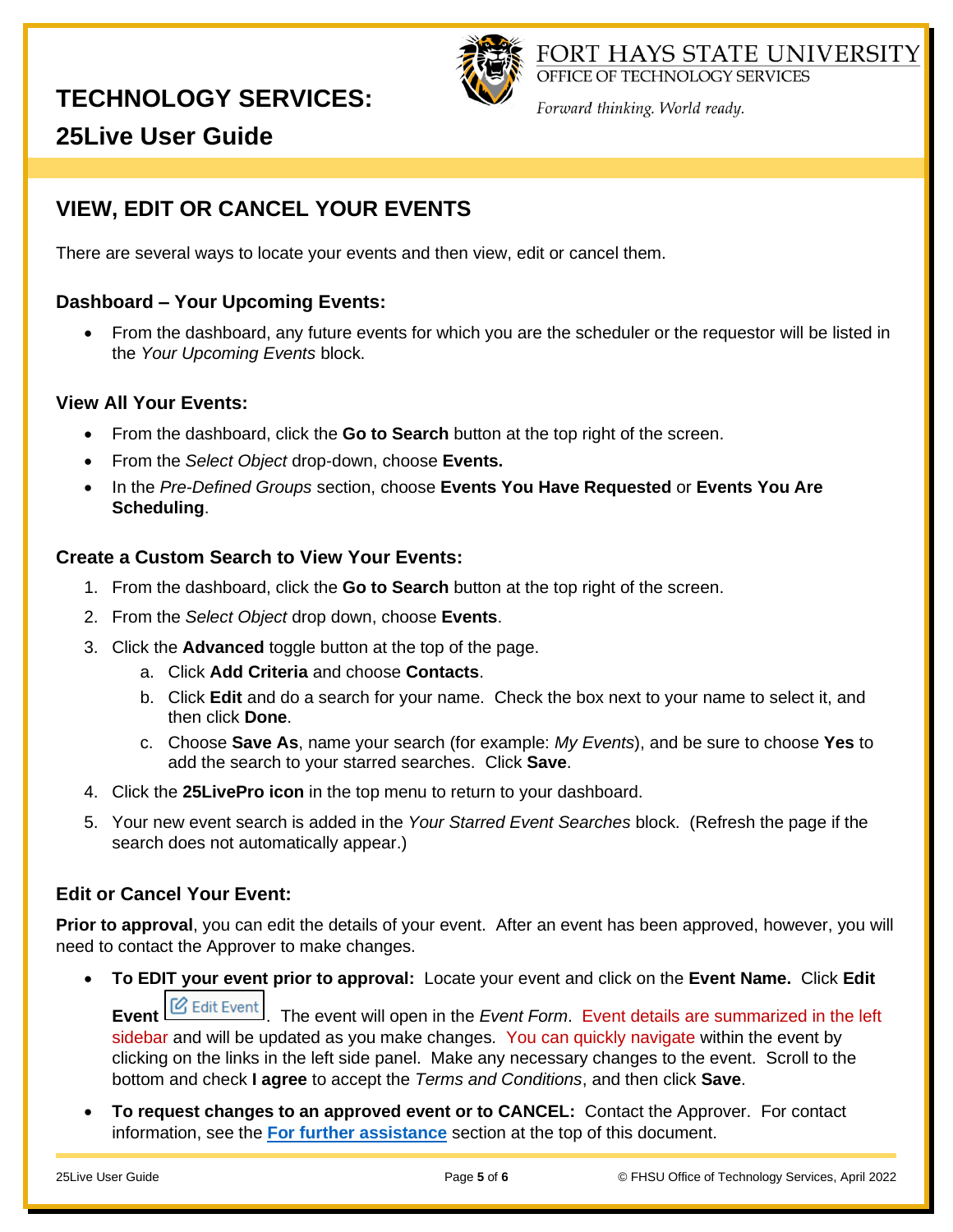# TECHNOLOGY SERVICES:

## 25Live User Guide

FORT HAYS STATE UNIVERSITY
OFFICE OF TECHNOLOGY SERVICES
*Forward thinking. World ready.*

## VIEW, EDIT OR CANCEL YOUR EVENTS

There are several ways to locate your events and then view, edit or cancel them.

### Dashboard – Your Upcoming Events:

- From the dashboard, any future events for which you are the scheduler or the requestor will be listed in the *Your Upcoming Events* block.

### View All Your Events:

- From the dashboard, click the **Go to Search** button at the top right of the screen.
- From the *Select Object* drop-down, choose **Events.**
- In the *Pre-Defined Groups* section, choose **Events You Have Requested** or **Events You Are Scheduling**.

### Create a Custom Search to View Your Events:

1. From the dashboard, click the **Go to Search** button at the top right of the screen.
2. From the *Select Object* drop down, choose **Events**.
3. Click the **Advanced** toggle button at the top of the page.
   a. Click **Add Criteria** and choose **Contacts**.
   b. Click **Edit** and do a search for your name. Check the box next to your name to select it, and then click **Done**.
   c. Choose **Save As**, name your search (for example: *My Events*), and be sure to choose **Yes** to add the search to your starred searches. Click **Save**.
4. Click the **25LivePro icon** in the top menu to return to your dashboard.
5. Your new event search is added in the *Your Starred Event Searches* block. (Refresh the page if the search does not automatically appear.)

### Edit or Cancel Your Event:

**Prior to approval**, you can edit the details of your event. After an event has been approved, however, you will need to contact the Approver to make changes.

- **To EDIT your event prior to approval:** Locate your event and click on the **Event Name.** Click **Edit Event** [Edit Event]. The event will open in the *Event Form*. Event details are summarized in the left sidebar and will be updated as you make changes. You can quickly navigate within the event by clicking on the links in the left side panel. Make any necessary changes to the event. Scroll to the bottom and check **I agree** to accept the *Terms and Conditions*, and then click **Save**.
- **To request changes to an approved event or to CANCEL:** Contact the Approver. For contact information, see the **For further assistance** section at the top of this document.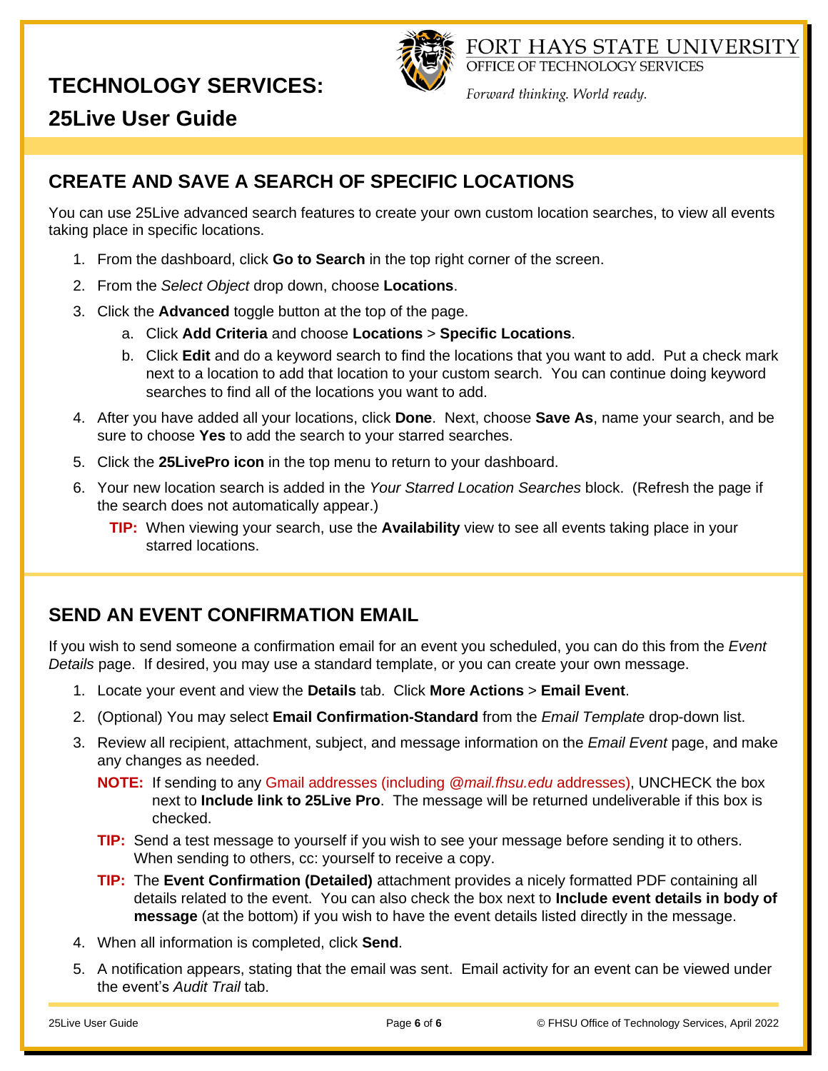# TECHNOLOGY SERVICES:

## 25Live User Guide

FORT HAYS STATE UNIVERSITY
OFFICE OF TECHNOLOGY SERVICES
*Forward thinking. World ready.*

## CREATE AND SAVE A SEARCH OF SPECIFIC LOCATIONS

You can use 25Live advanced search features to create your own custom location searches, to view all events taking place in specific locations.

1. From the dashboard, click **Go to Search** in the top right corner of the screen.
2. From the *Select Object* drop down, choose **Locations**.
3. Click the **Advanced** toggle button at the top of the page.
   a. Click **Add Criteria** and choose **Locations** > **Specific Locations**.
   b. Click **Edit** and do a keyword search to find the locations that you want to add. Put a check mark next to a location to add that location to your custom search. You can continue doing keyword searches to find all of the locations you want to add.
4. After you have added all your locations, click **Done**. Next, choose **Save As**, name your search, and be sure to choose **Yes** to add the search to your starred searches.
5. Click the **25LivePro icon** in the top menu to return to your dashboard.
6. Your new location search is added in the *Your Starred Location Searches* block. (Refresh the page if the search does not automatically appear.)

   **TIP:** When viewing your search, use the **Availability** view to see all events taking place in your starred locations.

## SEND AN EVENT CONFIRMATION EMAIL

If you wish to send someone a confirmation email for an event you scheduled, you can do this from the *Event Details* page. If desired, you may use a standard template, or you can create your own message.

1. Locate your event and view the **Details** tab. Click **More Actions** > **Email Event**.
2. (Optional) You may select **Email Confirmation-Standard** from the *Email Template* drop-down list.
3. Review all recipient, attachment, subject, and message information on the *Email Event* page, and make any changes as needed.

   **NOTE:** If sending to any Gmail addresses (including *@mail.fhsu.edu* addresses), UNCHECK the box next to **Include link to 25Live Pro**. The message will be returned undeliverable if this box is checked.

   **TIP:** Send a test message to yourself if you wish to see your message before sending it to others. When sending to others, cc: yourself to receive a copy.

   **TIP:** The **Event Confirmation (Detailed)** attachment provides a nicely formatted PDF containing all details related to the event. You can also check the box next to **Include event details in body of message** (at the bottom) if you wish to have the event details listed directly in the message.
4. When all information is completed, click **Send**.
5. A notification appears, stating that the email was sent. Email activity for an event can be viewed under the event's *Audit Trail* tab.